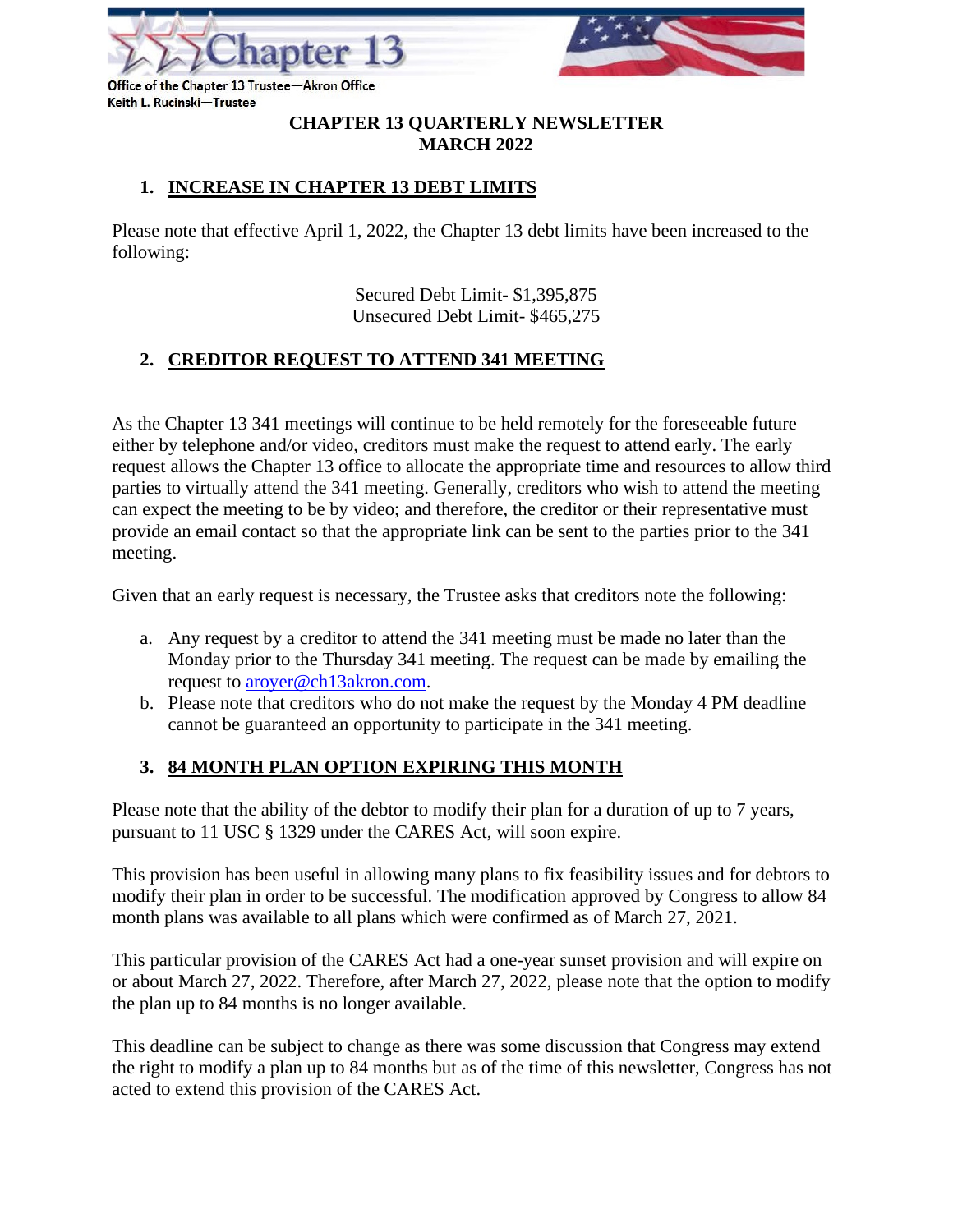Chapter 13

Office of the Chapter 13 Trustee—Akron Office
Keith L. Rucinski—Trustee

# CHAPTER 13 QUARTERLY NEWSLETTER
# MARCH 2022

## 1. INCREASE IN CHAPTER 13 DEBT LIMITS

Please note that effective April 1, 2022, the Chapter 13 debt limits have been increased to the following:

Secured Debt Limit- $1,395,875
Unsecured Debt Limit- $465,275

## 2. CREDITOR REQUEST TO ATTEND 341 MEETING

As the Chapter 13 341 meetings will continue to be held remotely for the foreseeable future either by telephone and/or video, creditors must make the request to attend early. The early request allows the Chapter 13 office to allocate the appropriate time and resources to allow third parties to virtually attend the 341 meeting. Generally, creditors who wish to attend the meeting can expect the meeting to be by video; and therefore, the creditor or their representative must provide an email contact so that the appropriate link can be sent to the parties prior to the 341 meeting.

Given that an early request is necessary, the Trustee asks that creditors note the following:

a. Any request by a creditor to attend the 341 meeting must be made no later than the Monday prior to the Thursday 341 meeting. The request can be made by emailing the request to aroyer@ch13akron.com.
b. Please note that creditors who do not make the request by the Monday 4 PM deadline cannot be guaranteed an opportunity to participate in the 341 meeting.

## 3. 84 MONTH PLAN OPTION EXPIRING THIS MONTH

Please note that the ability of the debtor to modify their plan for a duration of up to 7 years, pursuant to 11 USC § 1329 under the CARES Act, will soon expire.

This provision has been useful in allowing many plans to fix feasibility issues and for debtors to modify their plan in order to be successful. The modification approved by Congress to allow 84 month plans was available to all plans which were confirmed as of March 27, 2021.

This particular provision of the CARES Act had a one-year sunset provision and will expire on or about March 27, 2022. Therefore, after March 27, 2022, please note that the option to modify the plan up to 84 months is no longer available.

This deadline can be subject to change as there was some discussion that Congress may extend the right to modify a plan up to 84 months but as of the time of this newsletter, Congress has not acted to extend this provision of the CARES Act.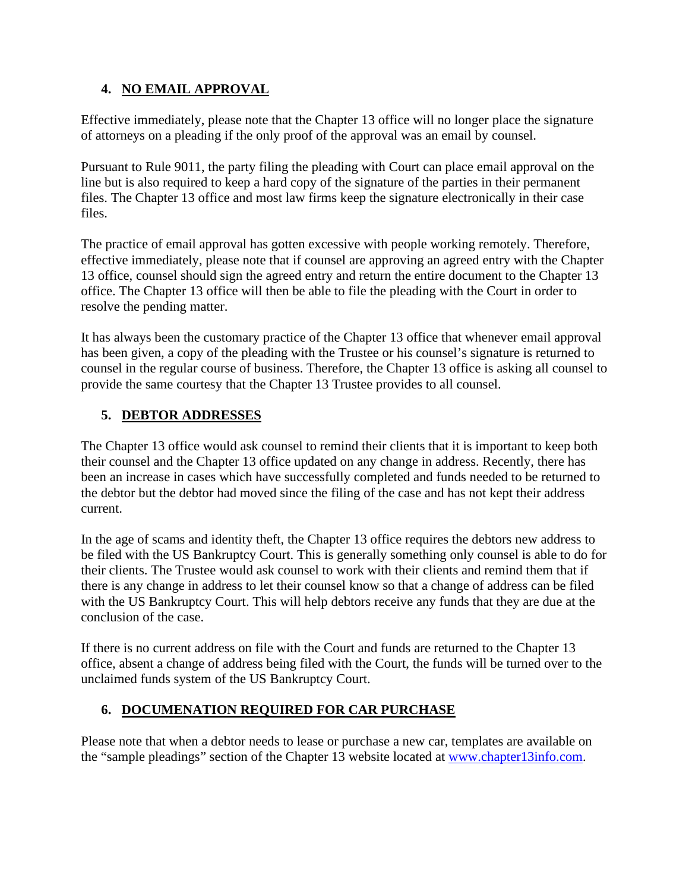## 4. NO EMAIL APPROVAL

Effective immediately, please note that the Chapter 13 office will no longer place the signature of attorneys on a pleading if the only proof of the approval was an email by counsel.

Pursuant to Rule 9011, the party filing the pleading with Court can place email approval on the line but is also required to keep a hard copy of the signature of the parties in their permanent files. The Chapter 13 office and most law firms keep the signature electronically in their case files.

The practice of email approval has gotten excessive with people working remotely. Therefore, effective immediately, please note that if counsel are approving an agreed entry with the Chapter 13 office, counsel should sign the agreed entry and return the entire document to the Chapter 13 office. The Chapter 13 office will then be able to file the pleading with the Court in order to resolve the pending matter.

It has always been the customary practice of the Chapter 13 office that whenever email approval has been given, a copy of the pleading with the Trustee or his counsel's signature is returned to counsel in the regular course of business. Therefore, the Chapter 13 office is asking all counsel to provide the same courtesy that the Chapter 13 Trustee provides to all counsel.

## 5. DEBTOR ADDRESSES

The Chapter 13 office would ask counsel to remind their clients that it is important to keep both their counsel and the Chapter 13 office updated on any change in address. Recently, there has been an increase in cases which have successfully completed and funds needed to be returned to the debtor but the debtor had moved since the filing of the case and has not kept their address current.

In the age of scams and identity theft, the Chapter 13 office requires the debtors new address to be filed with the US Bankruptcy Court. This is generally something only counsel is able to do for their clients. The Trustee would ask counsel to work with their clients and remind them that if there is any change in address to let their counsel know so that a change of address can be filed with the US Bankruptcy Court. This will help debtors receive any funds that they are due at the conclusion of the case.

If there is no current address on file with the Court and funds are returned to the Chapter 13 office, absent a change of address being filed with the Court, the funds will be turned over to the unclaimed funds system of the US Bankruptcy Court.

## 6. DOCUMENATION REQUIRED FOR CAR PURCHASE

Please note that when a debtor needs to lease or purchase a new car, templates are available on the "sample pleadings" section of the Chapter 13 website located at [www.chapter13info.com](http://www.chapter13info.com).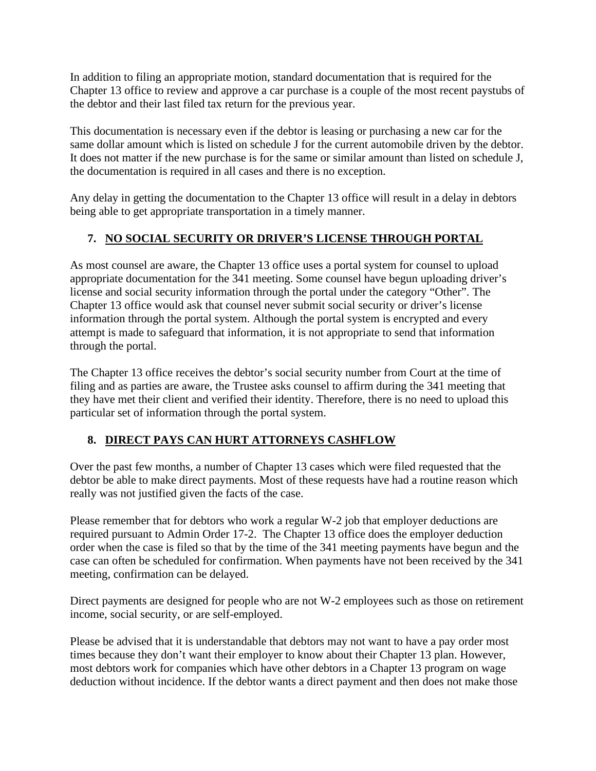In addition to filing an appropriate motion, standard documentation that is required for the Chapter 13 office to review and approve a car purchase is a couple of the most recent paystubs of the debtor and their last filed tax return for the previous year.

This documentation is necessary even if the debtor is leasing or purchasing a new car for the same dollar amount which is listed on schedule J for the current automobile driven by the debtor. It does not matter if the new purchase is for the same or similar amount than listed on schedule J, the documentation is required in all cases and there is no exception.

Any delay in getting the documentation to the Chapter 13 office will result in a delay in debtors being able to get appropriate transportation in a timely manner.

## 7. NO SOCIAL SECURITY OR DRIVER'S LICENSE THROUGH PORTAL

As most counsel are aware, the Chapter 13 office uses a portal system for counsel to upload appropriate documentation for the 341 meeting. Some counsel have begun uploading driver's license and social security information through the portal under the category "Other". The Chapter 13 office would ask that counsel never submit social security or driver's license information through the portal system. Although the portal system is encrypted and every attempt is made to safeguard that information, it is not appropriate to send that information through the portal.

The Chapter 13 office receives the debtor's social security number from Court at the time of filing and as parties are aware, the Trustee asks counsel to affirm during the 341 meeting that they have met their client and verified their identity. Therefore, there is no need to upload this particular set of information through the portal system.

## 8. DIRECT PAYS CAN HURT ATTORNEYS CASHFLOW

Over the past few months, a number of Chapter 13 cases which were filed requested that the debtor be able to make direct payments. Most of these requests have had a routine reason which really was not justified given the facts of the case.

Please remember that for debtors who work a regular W-2 job that employer deductions are required pursuant to Admin Order 17-2. The Chapter 13 office does the employer deduction order when the case is filed so that by the time of the 341 meeting payments have begun and the case can often be scheduled for confirmation. When payments have not been received by the 341 meeting, confirmation can be delayed.

Direct payments are designed for people who are not W-2 employees such as those on retirement income, social security, or are self-employed.

Please be advised that it is understandable that debtors may not want to have a pay order most times because they don't want their employer to know about their Chapter 13 plan. However, most debtors work for companies which have other debtors in a Chapter 13 program on wage deduction without incidence. If the debtor wants a direct payment and then does not make those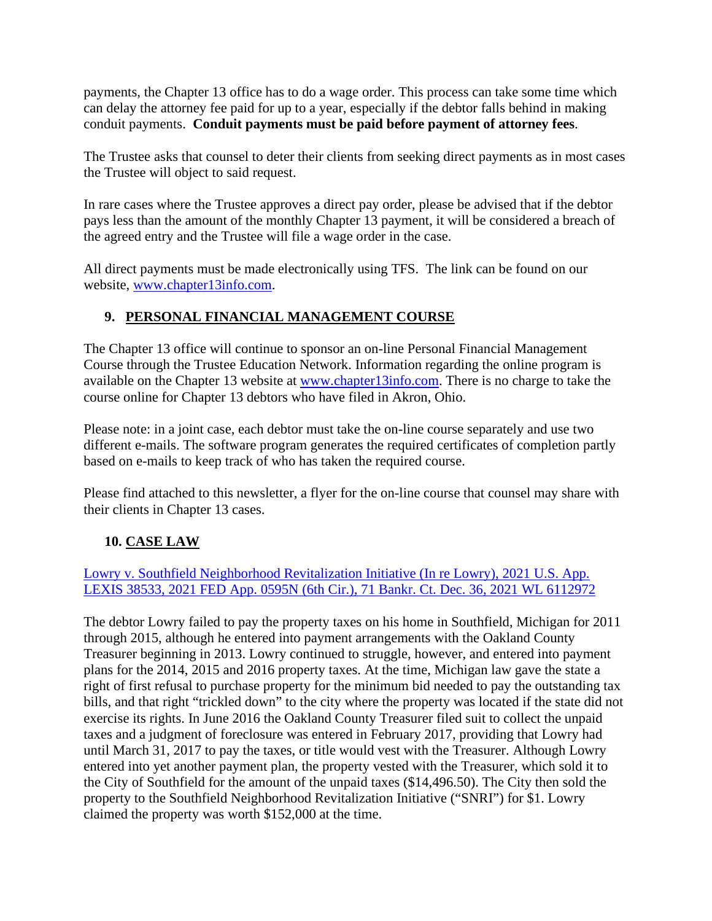payments, the Chapter 13 office has to do a wage order. This process can take some time which can delay the attorney fee paid for up to a year, especially if the debtor falls behind in making conduit payments. **Conduit payments must be paid before payment of attorney fees**.

The Trustee asks that counsel to deter their clients from seeking direct payments as in most cases the Trustee will object to said request.

In rare cases where the Trustee approves a direct pay order, please be advised that if the debtor pays less than the amount of the monthly Chapter 13 payment, it will be considered a breach of the agreed entry and the Trustee will file a wage order in the case.

All direct payments must be made electronically using TFS. The link can be found on our website, [www.chapter13info.com](www.chapter13info.com).

## 9. PERSONAL FINANCIAL MANAGEMENT COURSE

The Chapter 13 office will continue to sponsor an on-line Personal Financial Management Course through the Trustee Education Network. Information regarding the online program is available on the Chapter 13 website at [www.chapter13info.com](www.chapter13info.com). There is no charge to take the course online for Chapter 13 debtors who have filed in Akron, Ohio.

Please note: in a joint case, each debtor must take the on-line course separately and use two different e-mails. The software program generates the required certificates of completion partly based on e-mails to keep track of who has taken the required course.

Please find attached to this newsletter, a flyer for the on-line course that counsel may share with their clients in Chapter 13 cases.

## 10. CASE LAW

Lowry v. Southfield Neighborhood Revitalization Initiative (In re Lowry), 2021 U.S. App. LEXIS 38533, 2021 FED App. 0595N (6th Cir.), 71 Bankr. Ct. Dec. 36, 2021 WL 6112972

The debtor Lowry failed to pay the property taxes on his home in Southfield, Michigan for 2011 through 2015, although he entered into payment arrangements with the Oakland County Treasurer beginning in 2013. Lowry continued to struggle, however, and entered into payment plans for the 2014, 2015 and 2016 property taxes. At the time, Michigan law gave the state a right of first refusal to purchase property for the minimum bid needed to pay the outstanding tax bills, and that right "trickled down" to the city where the property was located if the state did not exercise its rights. In June 2016 the Oakland County Treasurer filed suit to collect the unpaid taxes and a judgment of foreclosure was entered in February 2017, providing that Lowry had until March 31, 2017 to pay the taxes, or title would vest with the Treasurer. Although Lowry entered into yet another payment plan, the property vested with the Treasurer, which sold it to the City of Southfield for the amount of the unpaid taxes ($14,496.50). The City then sold the property to the Southfield Neighborhood Revitalization Initiative ("SNRI") for $1. Lowry claimed the property was worth $152,000 at the time.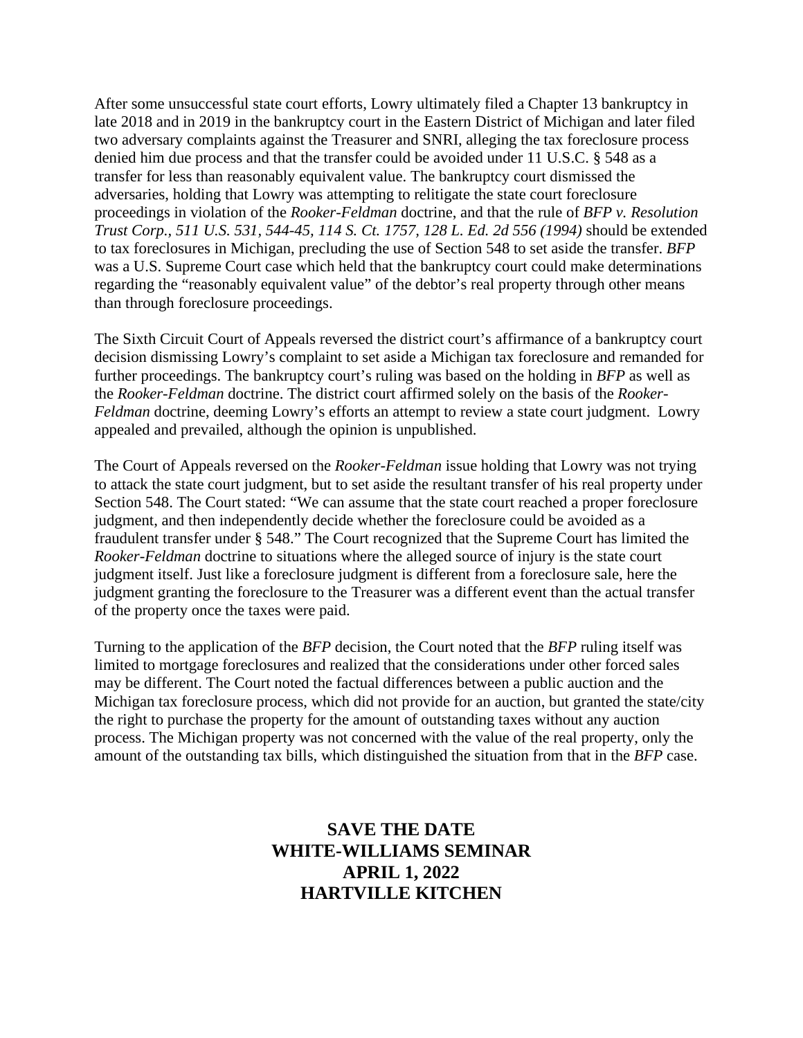After some unsuccessful state court efforts, Lowry ultimately filed a Chapter 13 bankruptcy in late 2018 and in 2019 in the bankruptcy court in the Eastern District of Michigan and later filed two adversary complaints against the Treasurer and SNRI, alleging the tax foreclosure process denied him due process and that the transfer could be avoided under 11 U.S.C. § 548 as a transfer for less than reasonably equivalent value. The bankruptcy court dismissed the adversaries, holding that Lowry was attempting to relitigate the state court foreclosure proceedings in violation of the *Rooker-Feldman* doctrine, and that the rule of *BFP v. Resolution Trust Corp., 511 U.S. 531, 544-45, 114 S. Ct. 1757, 128 L. Ed. 2d 556 (1994)* should be extended to tax foreclosures in Michigan, precluding the use of Section 548 to set aside the transfer. *BFP* was a U.S. Supreme Court case which held that the bankruptcy court could make determinations regarding the "reasonably equivalent value" of the debtor's real property through other means than through foreclosure proceedings.

The Sixth Circuit Court of Appeals reversed the district court's affirmance of a bankruptcy court decision dismissing Lowry's complaint to set aside a Michigan tax foreclosure and remanded for further proceedings. The bankruptcy court's ruling was based on the holding in *BFP* as well as the *Rooker-Feldman* doctrine. The district court affirmed solely on the basis of the *Rooker-Feldman* doctrine, deeming Lowry's efforts an attempt to review a state court judgment. Lowry appealed and prevailed, although the opinion is unpublished.

The Court of Appeals reversed on the *Rooker-Feldman* issue holding that Lowry was not trying to attack the state court judgment, but to set aside the resultant transfer of his real property under Section 548. The Court stated: "We can assume that the state court reached a proper foreclosure judgment, and then independently decide whether the foreclosure could be avoided as a fraudulent transfer under § 548." The Court recognized that the Supreme Court has limited the *Rooker-Feldman* doctrine to situations where the alleged source of injury is the state court judgment itself. Just like a foreclosure judgment is different from a foreclosure sale, here the judgment granting the foreclosure to the Treasurer was a different event than the actual transfer of the property once the taxes were paid.

Turning to the application of the *BFP* decision, the Court noted that the *BFP* ruling itself was limited to mortgage foreclosures and realized that the considerations under other forced sales may be different. The Court noted the factual differences between a public auction and the Michigan tax foreclosure process, which did not provide for an auction, but granted the state/city the right to purchase the property for the amount of outstanding taxes without any auction process. The Michigan property was not concerned with the value of the real property, only the amount of the outstanding tax bills, which distinguished the situation from that in the *BFP* case.

**SAVE THE DATE**
**WHITE-WILLIAMS SEMINAR**
**APRIL 1, 2022**
**HARTVILLE KITCHEN**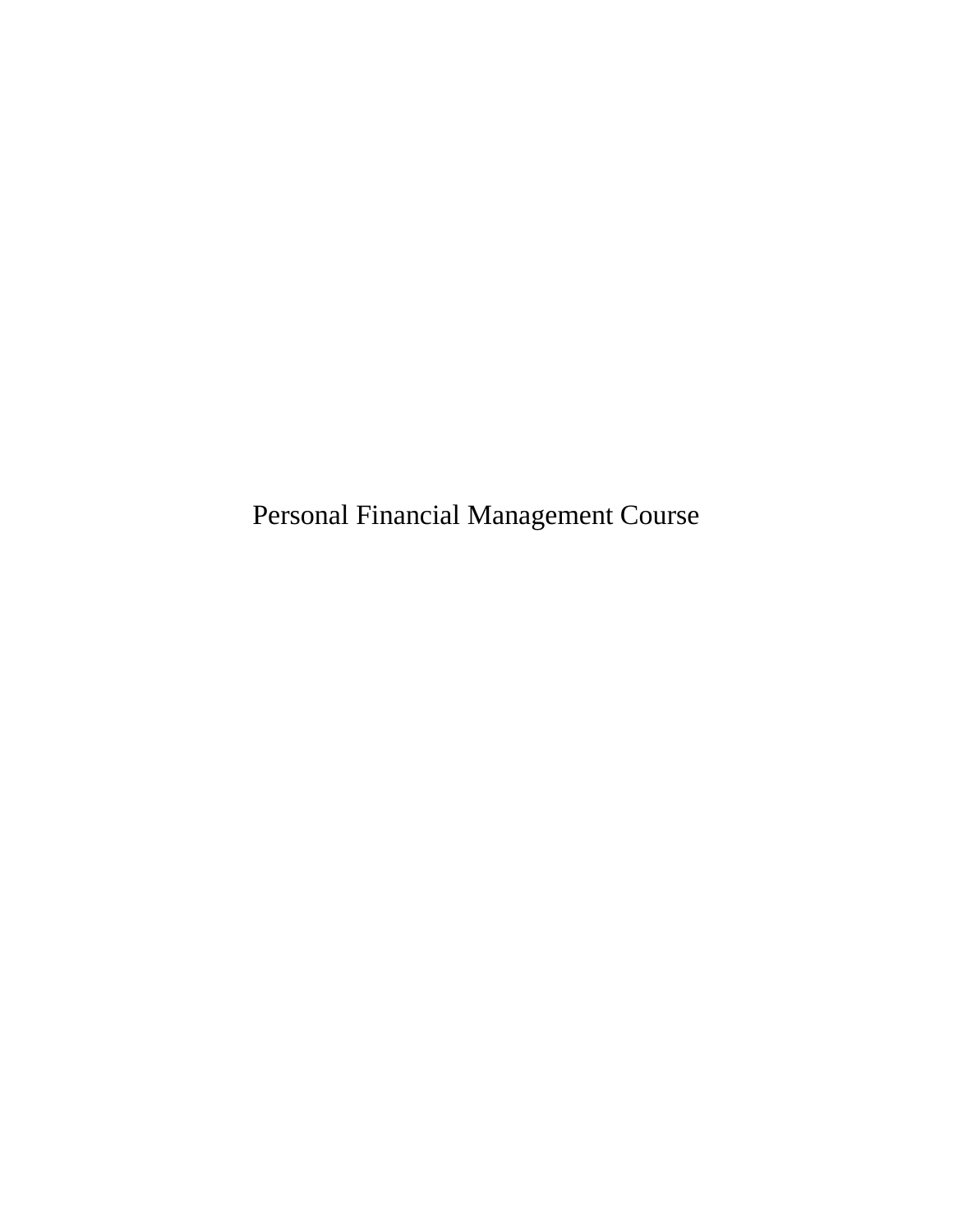Personal Financial Management Course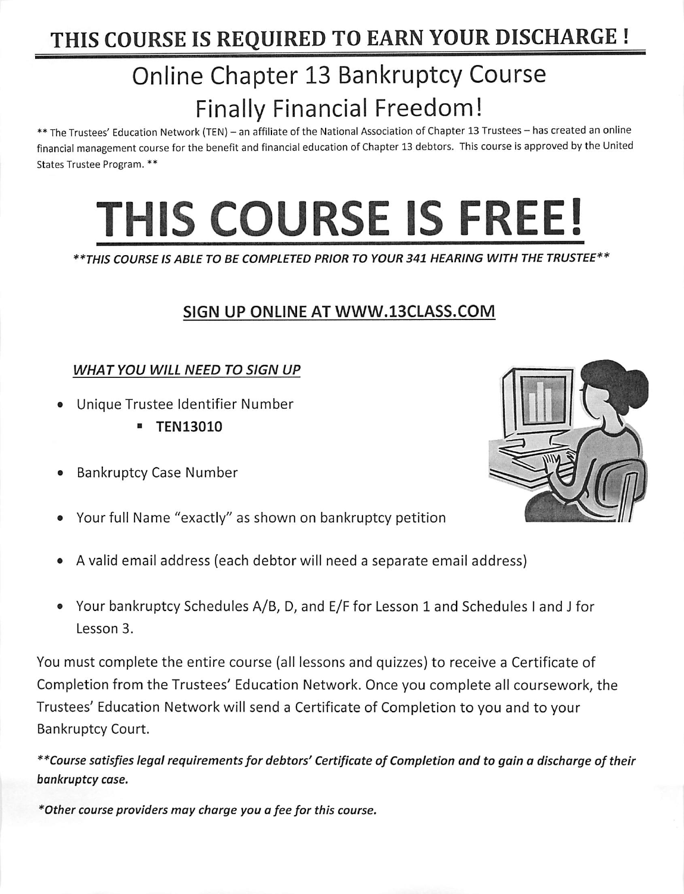# THIS COURSE IS REQUIRED TO EARN YOUR DISCHARGE !

## Online Chapter 13 Bankruptcy Course
## Finally Financial Freedom!

** The Trustees' Education Network (TEN) – an affiliate of the National Association of Chapter 13 Trustees – has created an online financial management course for the benefit and financial education of Chapter 13 debtors. This course is approved by the United States Trustee Program. **

# THIS COURSE IS FREE!

***THIS COURSE IS ABLE TO BE COMPLETED PRIOR TO YOUR 341 HEARING WITH THE TRUSTEE***

## SIGN UP ONLINE AT WWW.13CLASS.COM

***WHAT YOU WILL NEED TO SIGN UP***

- Unique Trustee Identifier Number
  - **TEN13010**
- Bankruptcy Case Number
- Your full Name "exactly" as shown on bankruptcy petition
- A valid email address (each debtor will need a separate email address)
- Your bankruptcy Schedules A/B, D, and E/F for Lesson 1 and Schedules I and J for Lesson 3.

You must complete the entire course (all lessons and quizzes) to receive a Certificate of Completion from the Trustees' Education Network. Once you complete all coursework, the Trustees' Education Network will send a Certificate of Completion to you and to your Bankruptcy Court.

***Course satisfies legal requirements for debtors' Certificate of Completion and to gain a discharge of their bankruptcy case.***

**\*Other course providers may charge you a fee for this course.**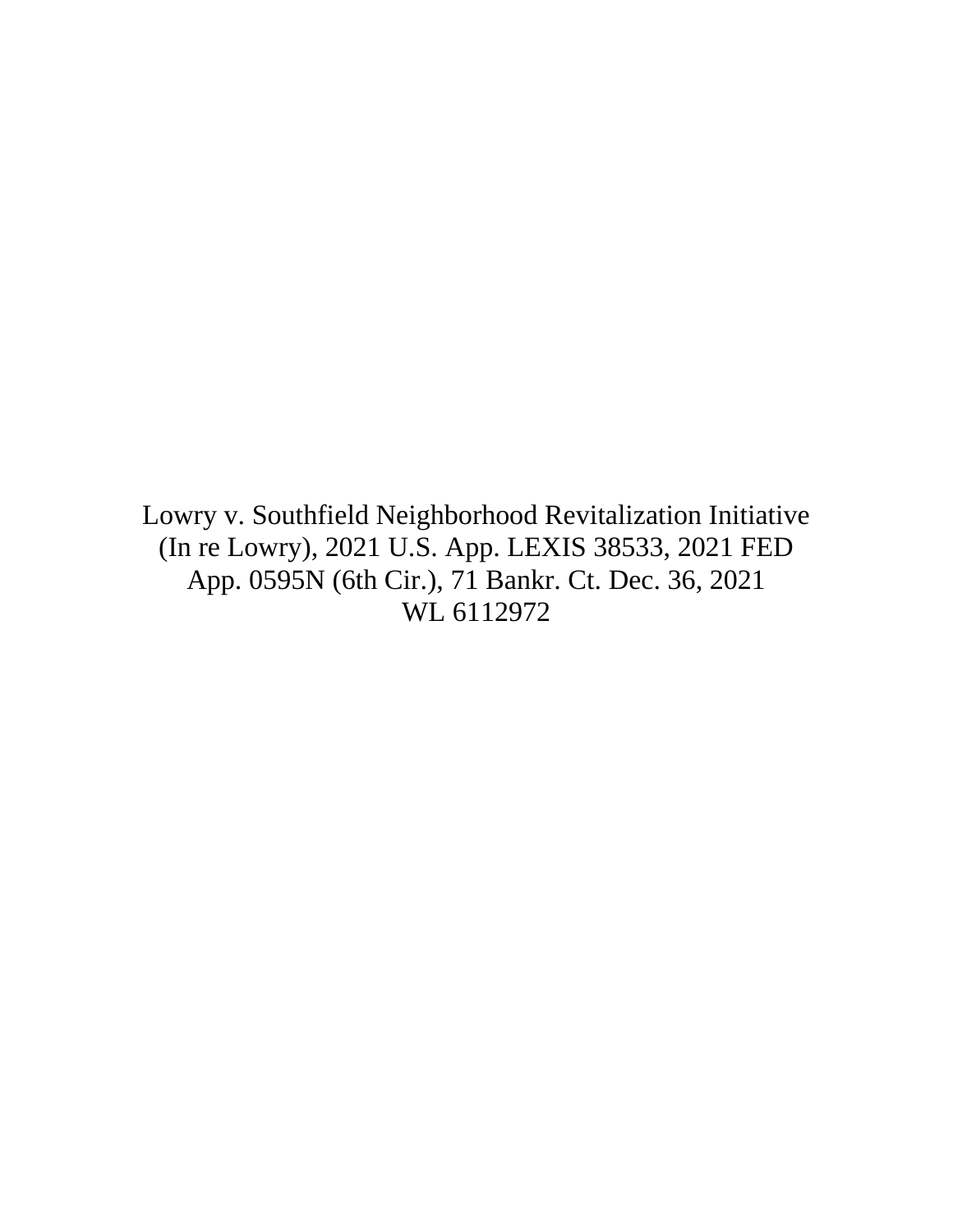Lowry v. Southfield Neighborhood Revitalization Initiative (In re Lowry), 2021 U.S. App. LEXIS 38533, 2021 FED App. 0595N (6th Cir.), 71 Bankr. Ct. Dec. 36, 2021 WL 6112972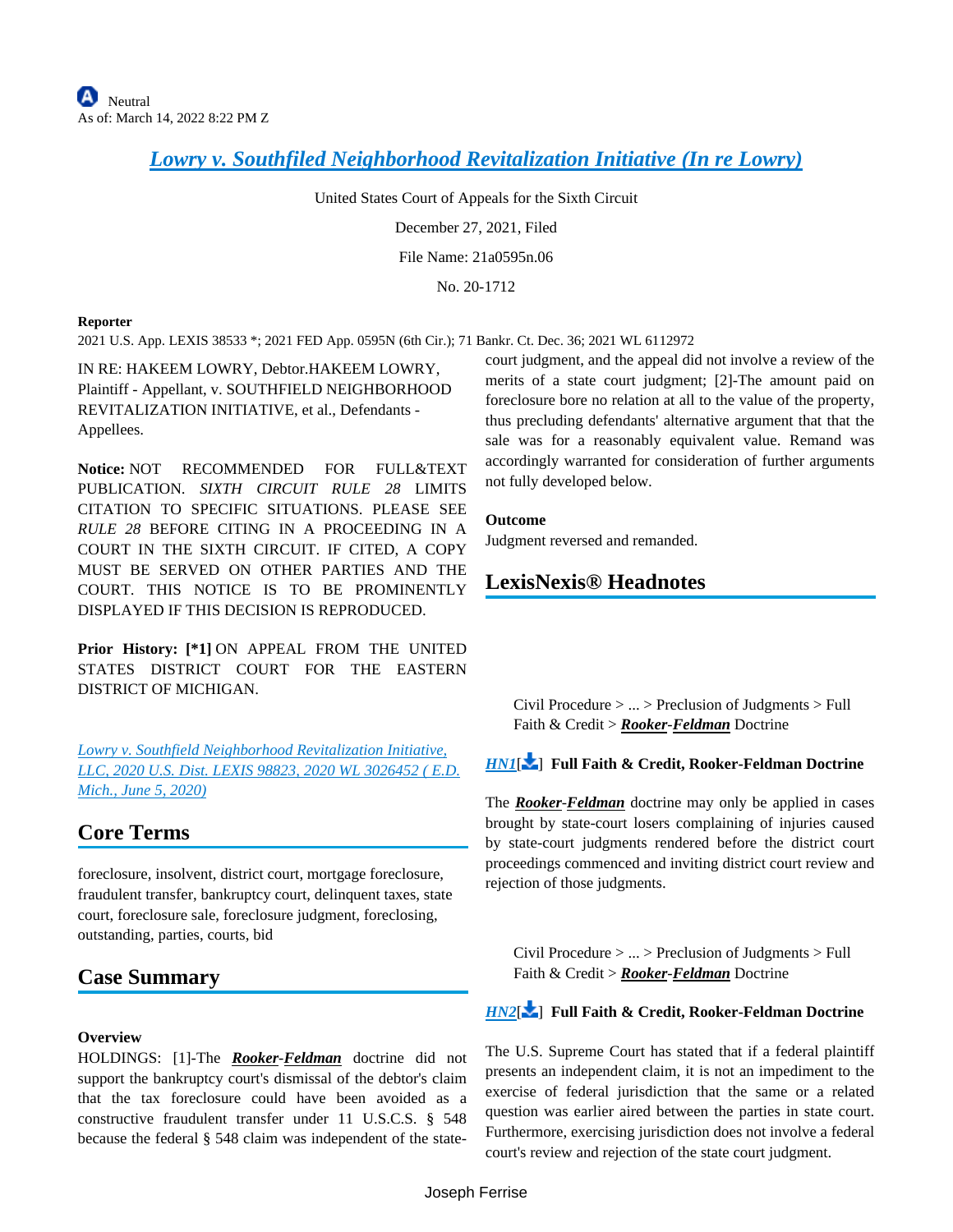Neutral
As of: March 14, 2022 8:22 PM Z

# *Lowry v. Southfiled Neighborhood Revitalization Initiative (In re Lowry)*

United States Court of Appeals for the Sixth Circuit

December 27, 2021, Filed

File Name: 21a0595n.06

No. 20-1712

**Reporter**

2021 U.S. App. LEXIS 38533 *; 2021 FED App. 0595N (6th Cir.); 71 Bankr. Ct. Dec. 36; 2021 WL 6112972

IN RE: HAKEEM LOWRY, Debtor.HAKEEM LOWRY, Plaintiff - Appellant, v. SOUTHFIELD NEIGHBORHOOD REVITALIZATION INITIATIVE, et al., Defendants - Appellees.

**Notice:** NOT RECOMMENDED FOR FULL&TEXT PUBLICATION. *SIXTH CIRCUIT RULE 28* LIMITS CITATION TO SPECIFIC SITUATIONS. PLEASE SEE *RULE 28* BEFORE CITING IN A PROCEEDING IN A COURT IN THE SIXTH CIRCUIT. IF CITED, A COPY MUST BE SERVED ON OTHER PARTIES AND THE COURT. THIS NOTICE IS TO BE PROMINENTLY DISPLAYED IF THIS DECISION IS REPRODUCED.

**Prior History: [*1]** ON APPEAL FROM THE UNITED STATES DISTRICT COURT FOR THE EASTERN DISTRICT OF MICHIGAN.

*Lowry v. Southfield Neighborhood Revitalization Initiative, LLC, 2020 U.S. Dist. LEXIS 98823, 2020 WL 3026452 ( E.D. Mich., June 5, 2020)*

## Core Terms

foreclosure, insolvent, district court, mortgage foreclosure, fraudulent transfer, bankruptcy court, delinquent taxes, state court, foreclosure sale, foreclosure judgment, foreclosing, outstanding, parties, courts, bid

## Case Summary

**Overview**

HOLDINGS: [1]-The ***Rooker-Feldman*** doctrine did not support the bankruptcy court's dismissal of the debtor's claim that the tax foreclosure could have been avoided as a constructive fraudulent transfer under 11 U.S.C.S. § 548 because the federal § 548 claim was independent of the state-court judgment, and the appeal did not involve a review of the merits of a state court judgment; [2]-The amount paid on foreclosure bore no relation at all to the value of the property, thus precluding defendants' alternative argument that that the sale was for a reasonably equivalent value. Remand was accordingly warranted for consideration of further arguments not fully developed below.

**Outcome**

Judgment reversed and remanded.

## LexisNexis® Headnotes

Civil Procedure > ... > Preclusion of Judgments > Full Faith & Credit > ***Rooker-Feldman*** Doctrine

*HN1*[] **Full Faith & Credit, Rooker-Feldman Doctrine**

The ***Rooker-Feldman*** doctrine may only be applied in cases brought by state-court losers complaining of injuries caused by state-court judgments rendered before the district court proceedings commenced and inviting district court review and rejection of those judgments.

Civil Procedure > ... > Preclusion of Judgments > Full Faith & Credit > ***Rooker-Feldman*** Doctrine

*HN2*[] **Full Faith & Credit, Rooker-Feldman Doctrine**

The U.S. Supreme Court has stated that if a federal plaintiff presents an independent claim, it is not an impediment to the exercise of federal jurisdiction that the same or a related question was earlier aired between the parties in state court. Furthermore, exercising jurisdiction does not involve a federal court's review and rejection of the state court judgment.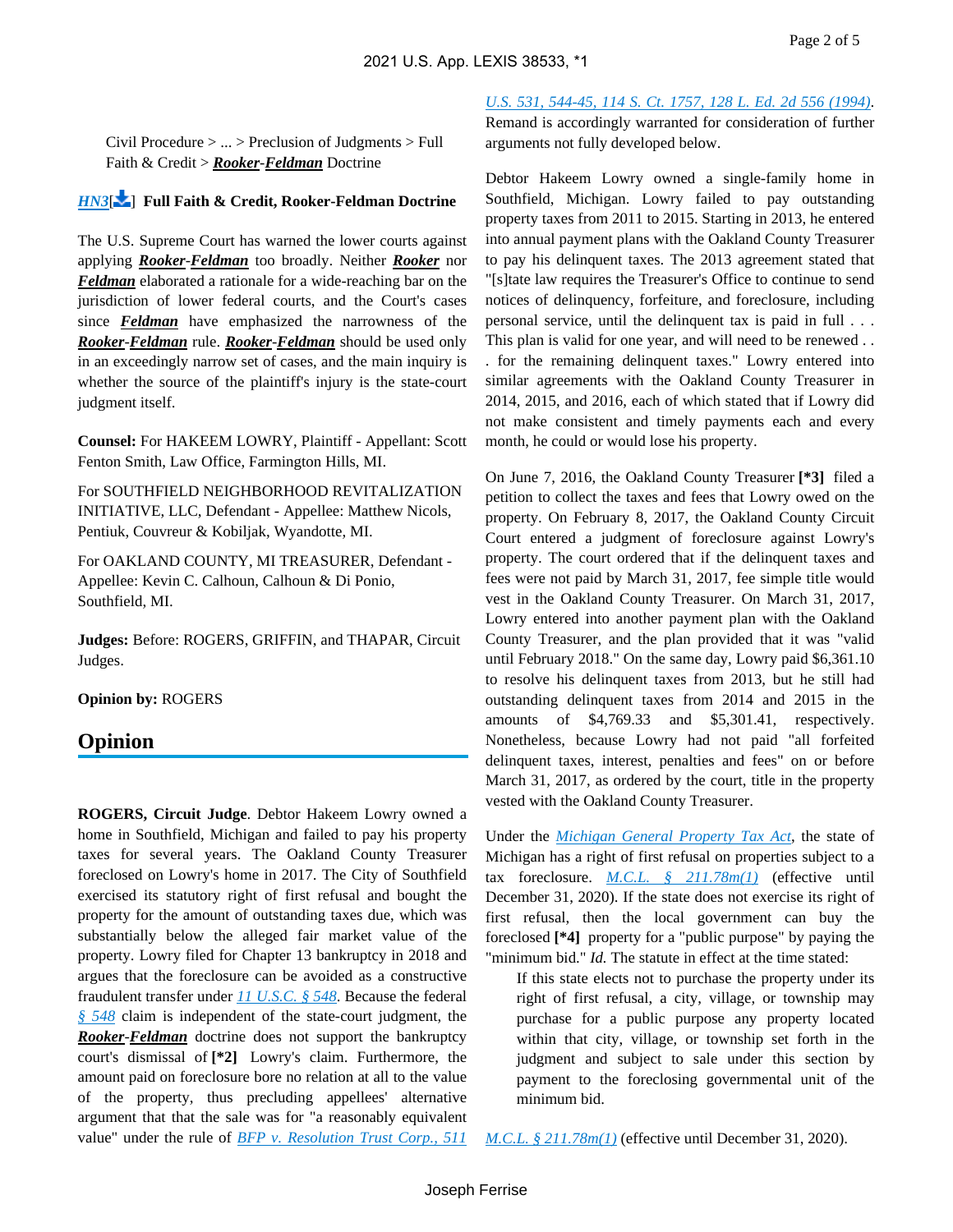Civil Procedure > ... > Preclusion of Judgments > Full Faith & Credit > ***Rooker*-*Feldman*** Doctrine

***HN3***[] **Full Faith & Credit, Rooker-Feldman Doctrine**

The U.S. Supreme Court has warned the lower courts against applying ***Rooker*-*Feldman*** too broadly. Neither ***Rooker*** nor ***Feldman*** elaborated a rationale for a wide-reaching bar on the jurisdiction of lower federal courts, and the Court's cases since ***Feldman*** have emphasized the narrowness of the ***Rooker*-*Feldman*** rule. ***Rooker*-*Feldman*** should be used only in an exceedingly narrow set of cases, and the main inquiry is whether the source of the plaintiff's injury is the state-court judgment itself.

**Counsel:** For HAKEEM LOWRY, Plaintiff - Appellant: Scott Fenton Smith, Law Office, Farmington Hills, MI.

For SOUTHFIELD NEIGHBORHOOD REVITALIZATION INITIATIVE, LLC, Defendant - Appellee: Matthew Nicols, Pentiuk, Couvreur & Kobiljak, Wyandotte, MI.

For OAKLAND COUNTY, MI TREASURER, Defendant - Appellee: Kevin C. Calhoun, Calhoun & Di Ponio, Southfield, MI.

**Judges:** Before: ROGERS, GRIFFIN, and THAPAR, Circuit Judges.

**Opinion by:** ROGERS

## Opinion

**ROGERS, Circuit Judge**. Debtor Hakeem Lowry owned a home in Southfield, Michigan and failed to pay his property taxes for several years. The Oakland County Treasurer foreclosed on Lowry's home in 2017. The City of Southfield exercised its statutory right of first refusal and bought the property for the amount of outstanding taxes due, which was substantially below the alleged fair market value of the property. Lowry filed for Chapter 13 bankruptcy in 2018 and argues that the foreclosure can be avoided as a constructive fraudulent transfer under *11 U.S.C. § 548*. Because the federal *§ 548* claim is independent of the state-court judgment, the ***Rooker*-*Feldman*** doctrine does not support the bankruptcy court's dismissal of **[\*2]** Lowry's claim. Furthermore, the amount paid on foreclosure bore no relation at all to the value of the property, thus precluding appellees' alternative argument that that the sale was for "a reasonably equivalent value" under the rule of *BFP v. Resolution Trust Corp., 511 U.S. 531, 544-45, 114 S. Ct. 1757, 128 L. Ed. 2d 556 (1994)*. Remand is accordingly warranted for consideration of further arguments not fully developed below.

Debtor Hakeem Lowry owned a single-family home in Southfield, Michigan. Lowry failed to pay outstanding property taxes from 2011 to 2015. Starting in 2013, he entered into annual payment plans with the Oakland County Treasurer to pay his delinquent taxes. The 2013 agreement stated that "[s]tate law requires the Treasurer's Office to continue to send notices of delinquency, forfeiture, and foreclosure, including personal service, until the delinquent tax is paid in full . . . This plan is valid for one year, and will need to be renewed . . . for the remaining delinquent taxes." Lowry entered into similar agreements with the Oakland County Treasurer in 2014, 2015, and 2016, each of which stated that if Lowry did not make consistent and timely payments each and every month, he could or would lose his property.

On June 7, 2016, the Oakland County Treasurer **[\*3]** filed a petition to collect the taxes and fees that Lowry owed on the property. On February 8, 2017, the Oakland County Circuit Court entered a judgment of foreclosure against Lowry's property. The court ordered that if the delinquent taxes and fees were not paid by March 31, 2017, fee simple title would vest in the Oakland County Treasurer. On March 31, 2017, Lowry entered into another payment plan with the Oakland County Treasurer, and the plan provided that it was "valid until February 2018." On the same day, Lowry paid $6,361.10 to resolve his delinquent taxes from 2013, but he still had outstanding delinquent taxes from 2014 and 2015 in the amounts of $4,769.33 and $5,301.41, respectively. Nonetheless, because Lowry had not paid "all forfeited delinquent taxes, interest, penalties and fees" on or before March 31, 2017, as ordered by the court, title in the property vested with the Oakland County Treasurer.

Under the *Michigan General Property Tax Act*, the state of Michigan has a right of first refusal on properties subject to a tax foreclosure. *M.C.L. § 211.78m(1)* (effective until December 31, 2020). If the state does not exercise its right of first refusal, then the local government can buy the foreclosed **[\*4]** property for a "public purpose" by paying the "minimum bid." *Id.* The statute in effect at the time stated:

> If this state elects not to purchase the property under its right of first refusal, a city, village, or township may purchase for a public purpose any property located within that city, village, or township set forth in the judgment and subject to sale under this section by payment to the foreclosing governmental unit of the minimum bid.

*M.C.L. § 211.78m(1)* (effective until December 31, 2020).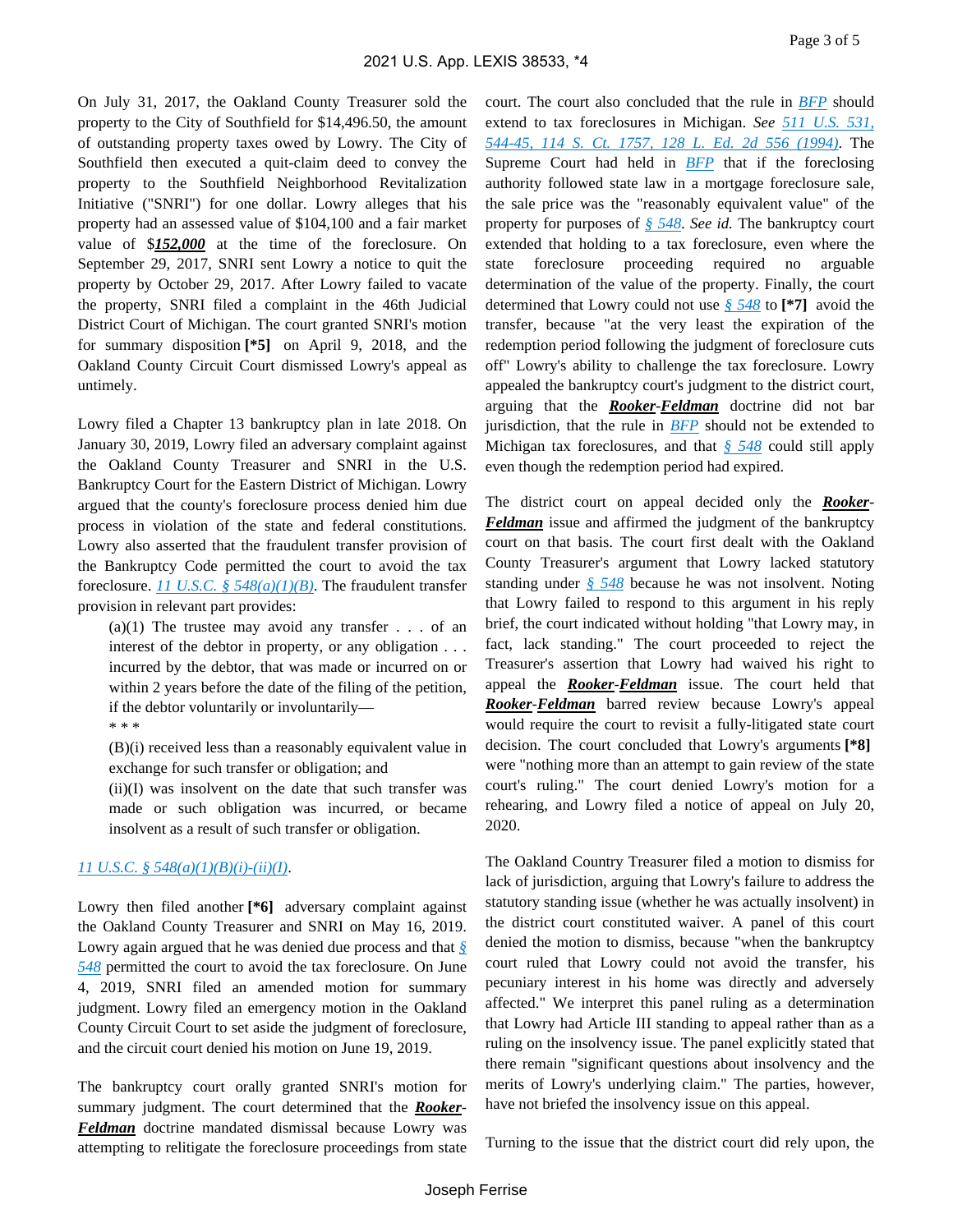On July 31, 2017, the Oakland County Treasurer sold the property to the City of Southfield for $14,496.50, the amount of outstanding property taxes owed by Lowry. The City of Southfield then executed a quit-claim deed to convey the property to the Southfield Neighborhood Revitalization Initiative ("SNRI") for one dollar. Lowry alleges that his property had an assessed value of $104,100 and a fair market value of $***152,000*** at the time of the foreclosure. On September 29, 2017, SNRI sent Lowry a notice to quit the property by October 29, 2017. After Lowry failed to vacate the property, SNRI filed a complaint in the 46th Judicial District Court of Michigan. The court granted SNRI's motion for summary disposition **[*5]** on April 9, 2018, and the Oakland County Circuit Court dismissed Lowry's appeal as untimely.

Lowry filed a Chapter 13 bankruptcy plan in late 2018. On January 30, 2019, Lowry filed an adversary complaint against the Oakland County Treasurer and SNRI in the U.S. Bankruptcy Court for the Eastern District of Michigan. Lowry argued that the county's foreclosure process denied him due process in violation of the state and federal constitutions. Lowry also asserted that the fraudulent transfer provision of the Bankruptcy Code permitted the court to avoid the tax foreclosure. *11 U.S.C. § 548(a)(1)(B)*. The fraudulent transfer provision in relevant part provides:

> (a)(1) The trustee may avoid any transfer . . . of an interest of the debtor in property, or any obligation . . . incurred by the debtor, that was made or incurred on or within 2 years before the date of the filing of the petition, if the debtor voluntarily or involuntarily—
>
> * * *
>
> (B)(i) received less than a reasonably equivalent value in exchange for such transfer or obligation; and
>
> (ii)(I) was insolvent on the date that such transfer was made or such obligation was incurred, or became insolvent as a result of such transfer or obligation.

*11 U.S.C. § 548(a)(1)(B)(i)-(ii)(I)*.

Lowry then filed another **[*6]** adversary complaint against the Oakland County Treasurer and SNRI on May 16, 2019. Lowry again argued that he was denied due process and that *§ 548* permitted the court to avoid the tax foreclosure. On June 4, 2019, SNRI filed an amended motion for summary judgment. Lowry filed an emergency motion in the Oakland County Circuit Court to set aside the judgment of foreclosure, and the circuit court denied his motion on June 19, 2019.

The bankruptcy court orally granted SNRI's motion for summary judgment. The court determined that the ***Rooker-Feldman*** doctrine mandated dismissal because Lowry was attempting to relitigate the foreclosure proceedings from state court. The court also concluded that the rule in *BFP* should extend to tax foreclosures in Michigan. *See* *511 U.S. 531, 544-45, 114 S. Ct. 1757, 128 L. Ed. 2d 556 (1994)*. The Supreme Court had held in *BFP* that if the foreclosing authority followed state law in a mortgage foreclosure sale, the sale price was the "reasonably equivalent value" of the property for purposes of *§ 548*. *See id.* The bankruptcy court extended that holding to a tax foreclosure, even where the state foreclosure proceeding required no arguable determination of the value of the property. Finally, the court determined that Lowry could not use *§ 548* to **[*7]** avoid the transfer, because "at the very least the expiration of the redemption period following the judgment of foreclosure cuts off" Lowry's ability to challenge the tax foreclosure. Lowry appealed the bankruptcy court's judgment to the district court, arguing that the ***Rooker-Feldman*** doctrine did not bar jurisdiction, that the rule in *BFP* should not be extended to Michigan tax foreclosures, and that *§ 548* could still apply even though the redemption period had expired.

The district court on appeal decided only the ***Rooker-Feldman*** issue and affirmed the judgment of the bankruptcy court on that basis. The court first dealt with the Oakland County Treasurer's argument that Lowry lacked statutory standing under *§ 548* because he was not insolvent. Noting that Lowry failed to respond to this argument in his reply brief, the court indicated without holding "that Lowry may, in fact, lack standing." The court proceeded to reject the Treasurer's assertion that Lowry had waived his right to appeal the ***Rooker-Feldman*** issue. The court held that ***Rooker-Feldman*** barred review because Lowry's appeal would require the court to revisit a fully-litigated state court decision. The court concluded that Lowry's arguments **[*8]** were "nothing more than an attempt to gain review of the state court's ruling." The court denied Lowry's motion for a rehearing, and Lowry filed a notice of appeal on July 20, 2020.

The Oakland Country Treasurer filed a motion to dismiss for lack of jurisdiction, arguing that Lowry's failure to address the statutory standing issue (whether he was actually insolvent) in the district court constituted waiver. A panel of this court denied the motion to dismiss, because "when the bankruptcy court ruled that Lowry could not avoid the transfer, his pecuniary interest in his home was directly and adversely affected." We interpret this panel ruling as a determination that Lowry had Article III standing to appeal rather than as a ruling on the insolvency issue. The panel explicitly stated that there remain "significant questions about insolvency and the merits of Lowry's underlying claim." The parties, however, have not briefed the insolvency issue on this appeal.

Turning to the issue that the district court did rely upon, the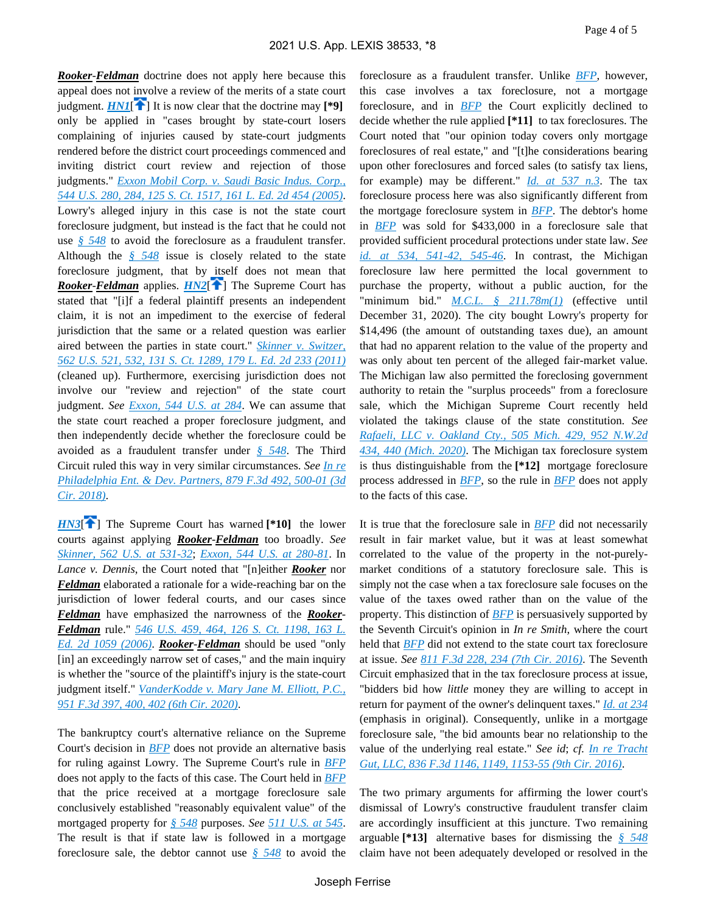***Rooker-Feldman*** doctrine does not apply here because this appeal does not involve a review of the merits of a state court judgment. ***HN1***[] It is now clear that the doctrine may **[*9]** only be applied in "cases brought by state-court losers complaining of injuries caused by state-court judgments rendered before the district court proceedings commenced and inviting district court review and rejection of those judgments." *Exxon Mobil Corp. v. Saudi Basic Indus. Corp., 544 U.S. 280, 284, 125 S. Ct. 1517, 161 L. Ed. 2d 454 (2005)*. Lowry's alleged injury in this case is not the state court foreclosure judgment, but instead is the fact that he could not use § 548 to avoid the foreclosure as a fraudulent transfer. Although the § 548 issue is closely related to the state foreclosure judgment, that by itself does not mean that ***Rooker-Feldman*** applies. ***HN2***[] The Supreme Court has stated that "[i]f a federal plaintiff presents an independent claim, it is not an impediment to the exercise of federal jurisdiction that the same or a related question was earlier aired between the parties in state court." *Skinner v. Switzer, 562 U.S. 521, 532, 131 S. Ct. 1289, 179 L. Ed. 2d 233 (2011)* (cleaned up). Furthermore, exercising jurisdiction does not involve our "review and rejection" of the state court judgment. *See Exxon, 544 U.S. at 284*. We can assume that the state court reached a proper foreclosure judgment, and then independently decide whether the foreclosure could be avoided as a fraudulent transfer under § 548. The Third Circuit ruled this way in very similar circumstances. *See In re Philadelphia Ent. & Dev. Partners, 879 F.3d 492, 500-01 (3d Cir. 2018)*.

***HN3***[] The Supreme Court has warned **[*10]** the lower courts against applying ***Rooker-Feldman*** too broadly. *See Skinner, 562 U.S. at 531-32*; *Exxon, 544 U.S. at 280-81*. In *Lance v. Dennis*, the Court noted that "[n]either ***Rooker*** nor ***Feldman*** elaborated a rationale for a wide-reaching bar on the jurisdiction of lower federal courts, and our cases since ***Feldman*** have emphasized the narrowness of the ***Rooker-Feldman*** rule." *546 U.S. 459, 464, 126 S. Ct. 1198, 163 L. Ed. 2d 1059 (2006)*. ***Rooker-Feldman*** should be used "only [in] an exceedingly narrow set of cases," and the main inquiry is whether the "source of the plaintiff's injury is the state-court judgment itself." *VanderKodde v. Mary Jane M. Elliott, P.C., 951 F.3d 397, 400, 402 (6th Cir. 2020)*.

The bankruptcy court's alternative reliance on the Supreme Court's decision in *BFP* does not provide an alternative basis for ruling against Lowry. The Supreme Court's rule in *BFP* does not apply to the facts of this case. The Court held in *BFP* that the price received at a mortgage foreclosure sale conclusively established "reasonably equivalent value" of the mortgaged property for § 548 purposes. *See 511 U.S. at 545*. The result is that if state law is followed in a mortgage foreclosure sale, the debtor cannot use § 548 to avoid the foreclosure as a fraudulent transfer. Unlike *BFP*, however, this case involves a tax foreclosure, not a mortgage foreclosure, and in *BFP* the Court explicitly declined to decide whether the rule applied **[*11]** to tax foreclosures. The Court noted that "our opinion today covers only mortgage foreclosures of real estate," and "[t]he considerations bearing upon other foreclosures and forced sales (to satisfy tax liens, for example) may be different." *Id. at 537 n.3*. The tax foreclosure process here was also significantly different from the mortgage foreclosure system in *BFP*. The debtor's home in *BFP* was sold for $433,000 in a foreclosure sale that provided sufficient procedural protections under state law. *See id. at 534, 541-42, 545-46*. In contrast, the Michigan foreclosure law here permitted the local government to purchase the property, without a public auction, for the "minimum bid." *M.C.L. § 211.78m(1)* (effective until December 31, 2020). The city bought Lowry's property for $14,496 (the amount of outstanding taxes due), an amount that had no apparent relation to the value of the property and was only about ten percent of the alleged fair-market value. The Michigan law also permitted the foreclosing government authority to retain the "surplus proceeds" from a foreclosure sale, which the Michigan Supreme Court recently held violated the takings clause of the state constitution. *See Rafaeli, LLC v. Oakland Cty., 505 Mich. 429, 952 N.W.2d 434, 440 (Mich. 2020)*. The Michigan tax foreclosure system is thus distinguishable from the **[*12]** mortgage foreclosure process addressed in *BFP*, so the rule in *BFP* does not apply to the facts of this case.

It is true that the foreclosure sale in *BFP* did not necessarily result in fair market value, but it was at least somewhat correlated to the value of the property in the not-purely-market conditions of a statutory foreclosure sale. This is simply not the case when a tax foreclosure sale focuses on the value of the taxes owed rather than on the value of the property. This distinction of *BFP* is persuasively supported by the Seventh Circuit's opinion in *In re Smith*, where the court held that *BFP* did not extend to the state court tax foreclosure at issue. *See 811 F.3d 228, 234 (7th Cir. 2016)*. The Seventh Circuit emphasized that in the tax foreclosure process at issue, "bidders bid how *little* money they are willing to accept in return for payment of the owner's delinquent taxes." *Id. at 234* (emphasis in original). Consequently, unlike in a mortgage foreclosure sale, "the bid amounts bear no relationship to the value of the underlying real estate." *See id*; *cf. In re Tracht Gut, LLC, 836 F.3d 1146, 1149, 1153-55 (9th Cir. 2016)*.

The two primary arguments for affirming the lower court's dismissal of Lowry's constructive fraudulent transfer claim are accordingly insufficient at this juncture. Two remaining arguable **[*13]** alternative bases for dismissing the § 548 claim have not been adequately developed or resolved in the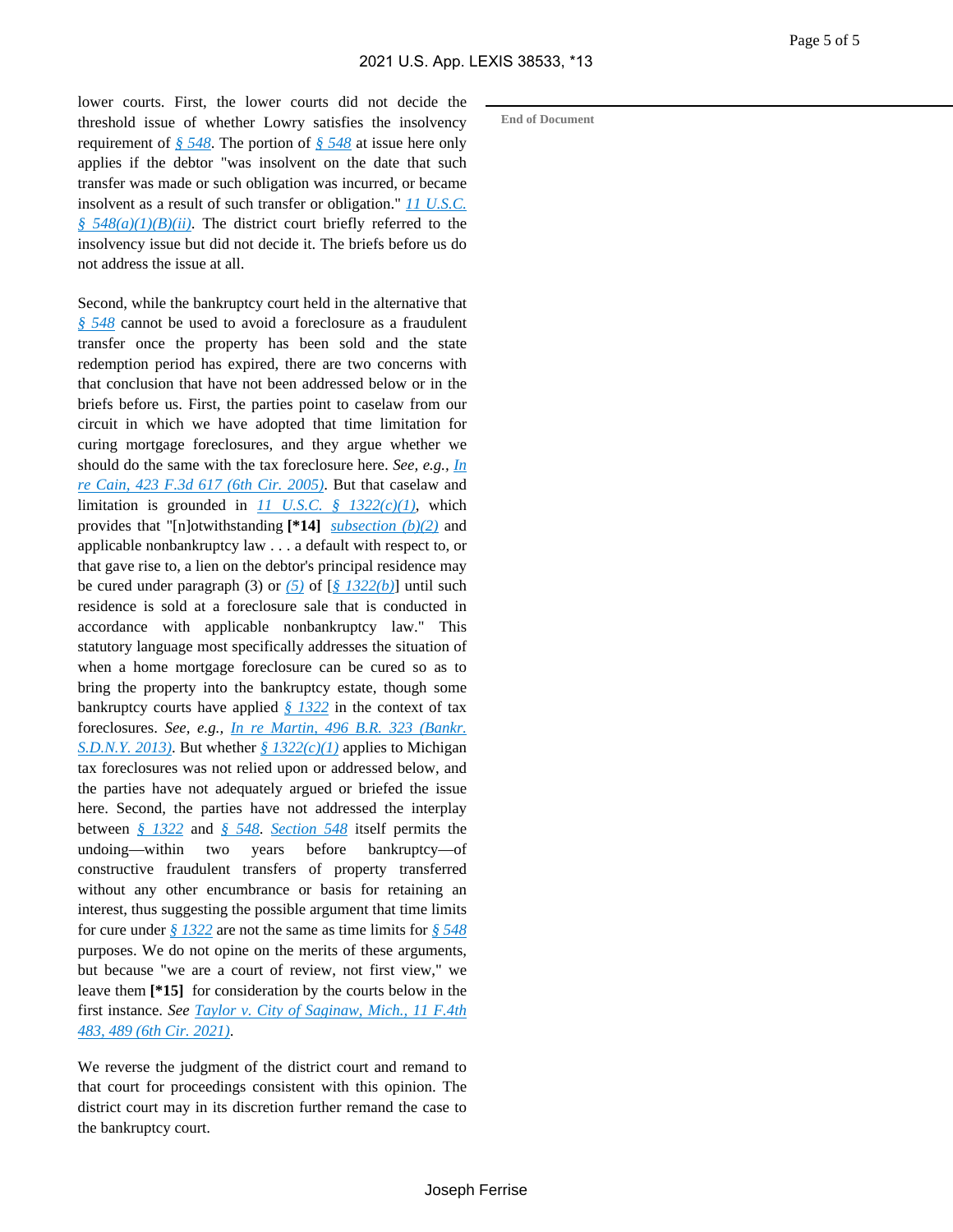lower courts. First, the lower courts did not decide the threshold issue of whether Lowry satisfies the insolvency requirement of § 548. The portion of § 548 at issue here only applies if the debtor "was insolvent on the date that such transfer was made or such obligation was incurred, or became insolvent as a result of such transfer or obligation." 11 U.S.C. § 548(a)(1)(B)(ii). The district court briefly referred to the insolvency issue but did not decide it. The briefs before us do not address the issue at all.

Second, while the bankruptcy court held in the alternative that § 548 cannot be used to avoid a foreclosure as a fraudulent transfer once the property has been sold and the state redemption period has expired, there are two concerns with that conclusion that have not been addressed below or in the briefs before us. First, the parties point to caselaw from our circuit in which we have adopted that time limitation for curing mortgage foreclosures, and they argue whether we should do the same with the tax foreclosure here. *See, e.g.,* In re Cain, 423 F.3d 617 (6th Cir. 2005). But that caselaw and limitation is grounded in 11 U.S.C. § 1322(c)(1), which provides that "[n]otwithstanding **[*14]** subsection (b)(2) and applicable nonbankruptcy law . . . a default with respect to, or that gave rise to, a lien on the debtor's principal residence may be cured under paragraph (3) or (5) of [§ 1322(b)] until such residence is sold at a foreclosure sale that is conducted in accordance with applicable nonbankruptcy law." This statutory language most specifically addresses the situation of when a home mortgage foreclosure can be cured so as to bring the property into the bankruptcy estate, though some bankruptcy courts have applied § 1322 in the context of tax foreclosures. *See, e.g.,* In re Martin, 496 B.R. 323 (Bankr. S.D.N.Y. 2013). But whether § 1322(c)(1) applies to Michigan tax foreclosures was not relied upon or addressed below, and the parties have not adequately argued or briefed the issue here. Second, the parties have not addressed the interplay between § 1322 and § 548. Section 548 itself permits the undoing—within two years before bankruptcy—of constructive fraudulent transfers of property transferred without any other encumbrance or basis for retaining an interest, thus suggesting the possible argument that time limits for cure under § 1322 are not the same as time limits for § 548 purposes. We do not opine on the merits of these arguments, but because "we are a court of review, not first view," we leave them **[*15]** for consideration by the courts below in the first instance. *See* Taylor v. City of Saginaw, Mich., 11 F.4th 483, 489 (6th Cir. 2021).

We reverse the judgment of the district court and remand to that court for proceedings consistent with this opinion. The district court may in its discretion further remand the case to the bankruptcy court.

---

**End of Document**